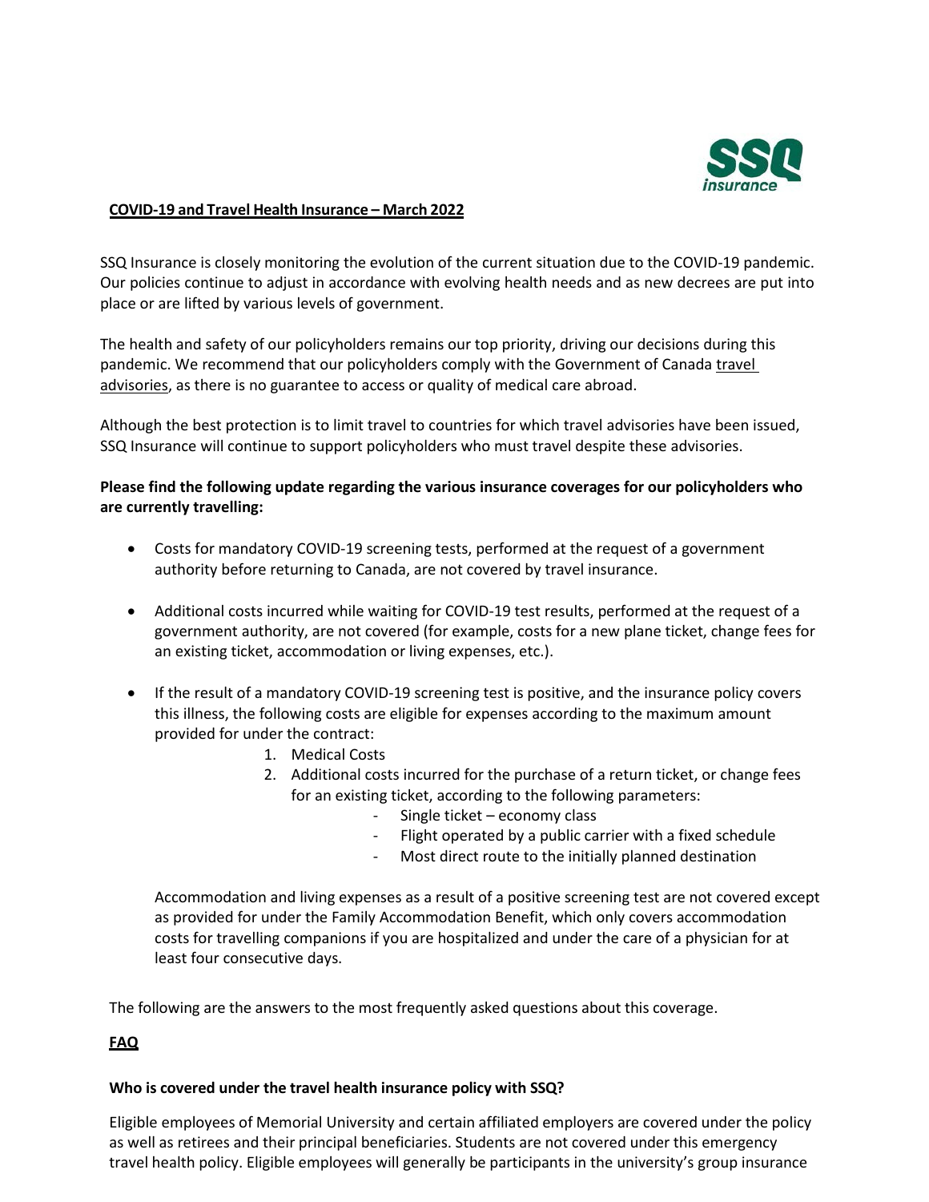## COVID-19 and Travel Health Insurance – March 2022

SSQ Insurance is closely monitoring the evolution of the current situation due to the COVID-19 pandemic. Our policies continue to adjust in accordance with evolving health needs and as new decrees are put into place or are lifted by various levels of government.

The health and safety of our policyholders remains our top priority, driving our decisions during this pandemic. We recommend that our policyholders comply with the Government of Canada travel advisories, as there is no guarantee to access or quality of medical care abroad.

Although the best protection is to limit travel to countries for which travel advisories have been issued, SSQ Insurance will continue to support policyholders who must travel despite these advisories.

**Please find the following update regarding the various insurance coverages for our policyholders who are currently travelling:**

- Costs for mandatory COVID-19 screening tests, performed at the request of a government authority before returning to Canada, are not covered by travel insurance.
- Additional costs incurred while waiting for COVID-19 test results, performed at the request of a government authority, are not covered (for example, costs for a new plane ticket, change fees for an existing ticket, accommodation or living expenses, etc.).
- If the result of a mandatory COVID-19 screening test is positive, and the insurance policy covers this illness, the following costs are eligible for expenses according to the maximum amount provided for under the contract:
  1. Medical Costs
  2. Additional costs incurred for the purchase of a return ticket, or change fees for an existing ticket, according to the following parameters:
     - Single ticket – economy class
     - Flight operated by a public carrier with a fixed schedule
     - Most direct route to the initially planned destination

  Accommodation and living expenses as a result of a positive screening test are not covered except as provided for under the Family Accommodation Benefit, which only covers accommodation costs for travelling companions if you are hospitalized and under the care of a physician for at least four consecutive days.

The following are the answers to the most frequently asked questions about this coverage.

## FAQ

**Who is covered under the travel health insurance policy with SSQ?**

Eligible employees of Memorial University and certain affiliated employers are covered under the policy as well as retirees and their principal beneficiaries. Students are not covered under this emergency travel health policy. Eligible employees will generally be participants in the university's group insurance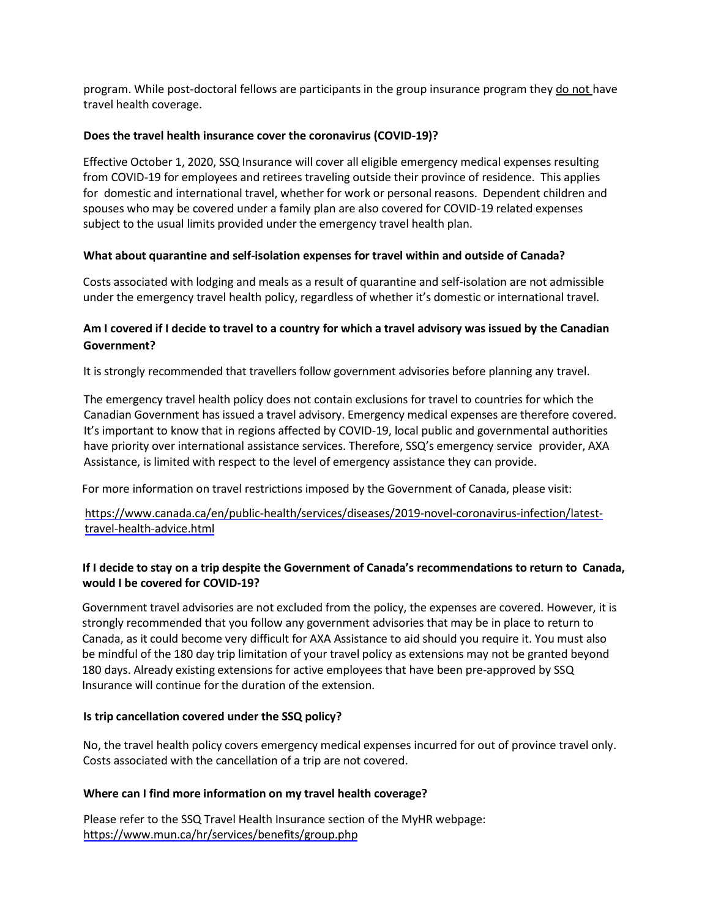program. While post-doctoral fellows are participants in the group insurance program they <u>do not</u> have travel health coverage.

**Does the travel health insurance cover the coronavirus (COVID-19)?**

Effective October 1, 2020, SSQ Insurance will cover all eligible emergency medical expenses resulting from COVID-19 for employees and retirees traveling outside their province of residence. This applies for domestic and international travel, whether for work or personal reasons. Dependent children and spouses who may be covered under a family plan are also covered for COVID-19 related expenses subject to the usual limits provided under the emergency travel health plan.

**What about quarantine and self-isolation expenses for travel within and outside of Canada?**

Costs associated with lodging and meals as a result of quarantine and self-isolation are not admissible under the emergency travel health policy, regardless of whether it's domestic or international travel.

**Am I covered if I decide to travel to a country for which a travel advisory was issued by the Canadian Government?**

It is strongly recommended that travellers follow government advisories before planning any travel.

The emergency travel health policy does not contain exclusions for travel to countries for which the Canadian Government has issued a travel advisory. Emergency medical expenses are therefore covered. It's important to know that in regions affected by COVID-19, local public and governmental authorities have priority over international assistance services. Therefore, SSQ's emergency service provider, AXA Assistance, is limited with respect to the level of emergency assistance they can provide.

For more information on travel restrictions imposed by the Government of Canada, please visit:

https://www.canada.ca/en/public-health/services/diseases/2019-novel-coronavirus-infection/latest-travel-health-advice.html

**If I decide to stay on a trip despite the Government of Canada's recommendations to return to Canada, would I be covered for COVID-19?**

Government travel advisories are not excluded from the policy, the expenses are covered. However, it is strongly recommended that you follow any government advisories that may be in place to return to Canada, as it could become very difficult for AXA Assistance to aid should you require it. You must also be mindful of the 180 day trip limitation of your travel policy as extensions may not be granted beyond 180 days. Already existing extensions for active employees that have been pre-approved by SSQ Insurance will continue for the duration of the extension.

**Is trip cancellation covered under the SSQ policy?**

No, the travel health policy covers emergency medical expenses incurred for out of province travel only. Costs associated with the cancellation of a trip are not covered.

**Where can I find more information on my travel health coverage?**

Please refer to the SSQ Travel Health Insurance section of the MyHR webpage:
https://www.mun.ca/hr/services/benefits/group.php